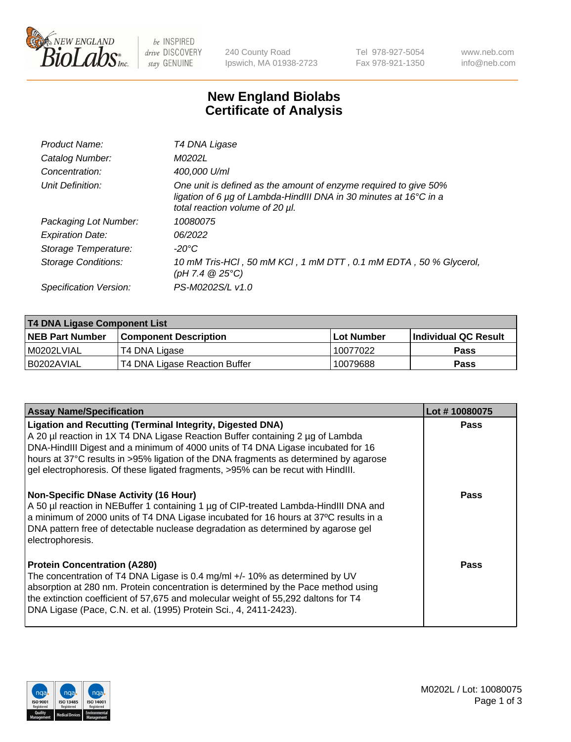# New England Biolabs
# Certificate of Analysis

| | |
|---|---|
| Product Name: | T4 DNA Ligase |
| Catalog Number: | M0202L |
| Concentration: | 400,000 U/ml |
| Unit Definition: | One unit is defined as the amount of enzyme required to give 50% ligation of 6 µg of Lambda-HindIII DNA in 30 minutes at 16°C in a total reaction volume of 20 µl. |
| Packaging Lot Number: | 10080075 |
| Expiration Date: | 06/2022 |
| Storage Temperature: | -20°C |
| Storage Conditions: | 10 mM Tris-HCl , 50 mM KCl , 1 mM DTT , 0.1 mM EDTA , 50 % Glycerol, (pH 7.4 @ 25°C) |
| Specification Version: | PS-M0202S/L v1.0 |

| T4 DNA Ligase Component List | | | |
|---|---|---|---|
| **NEB Part Number** | **Component Description** | **Lot Number** | **Individual QC Result** |
| M0202LVIAL | T4 DNA Ligase | 10077022 | Pass |
| B0202AVIAL | T4 DNA Ligase Reaction Buffer | 10079688 | Pass |

| Assay Name/Specification | Lot # 10080075 |
|---|---|
| **Ligation and Recutting (Terminal Integrity, Digested DNA)** A 20 µl reaction in 1X T4 DNA Ligase Reaction Buffer containing 2 µg of Lambda DNA-HindIII Digest and a minimum of 4000 units of T4 DNA Ligase incubated for 16 hours at 37°C results in >95% ligation of the DNA fragments as determined by agarose gel electrophoresis. Of these ligated fragments, >95% can be recut with HindIII. | Pass |
| **Non-Specific DNase Activity (16 Hour)** A 50 µl reaction in NEBuffer 1 containing 1 µg of CIP-treated Lambda-HindIII DNA and a minimum of 2000 units of T4 DNA Ligase incubated for 16 hours at 37ºC results in a DNA pattern free of detectable nuclease degradation as determined by agarose gel electrophoresis. | Pass |
| **Protein Concentration (A280)** The concentration of T4 DNA Ligase is 0.4 mg/ml +/- 10% as determined by UV absorption at 280 nm. Protein concentration is determined by the Pace method using the extinction coefficient of 57,675 and molecular weight of 55,292 daltons for T4 DNA Ligase (Pace, C.N. et al. (1995) Protein Sci., 4, 2411-2423). | Pass |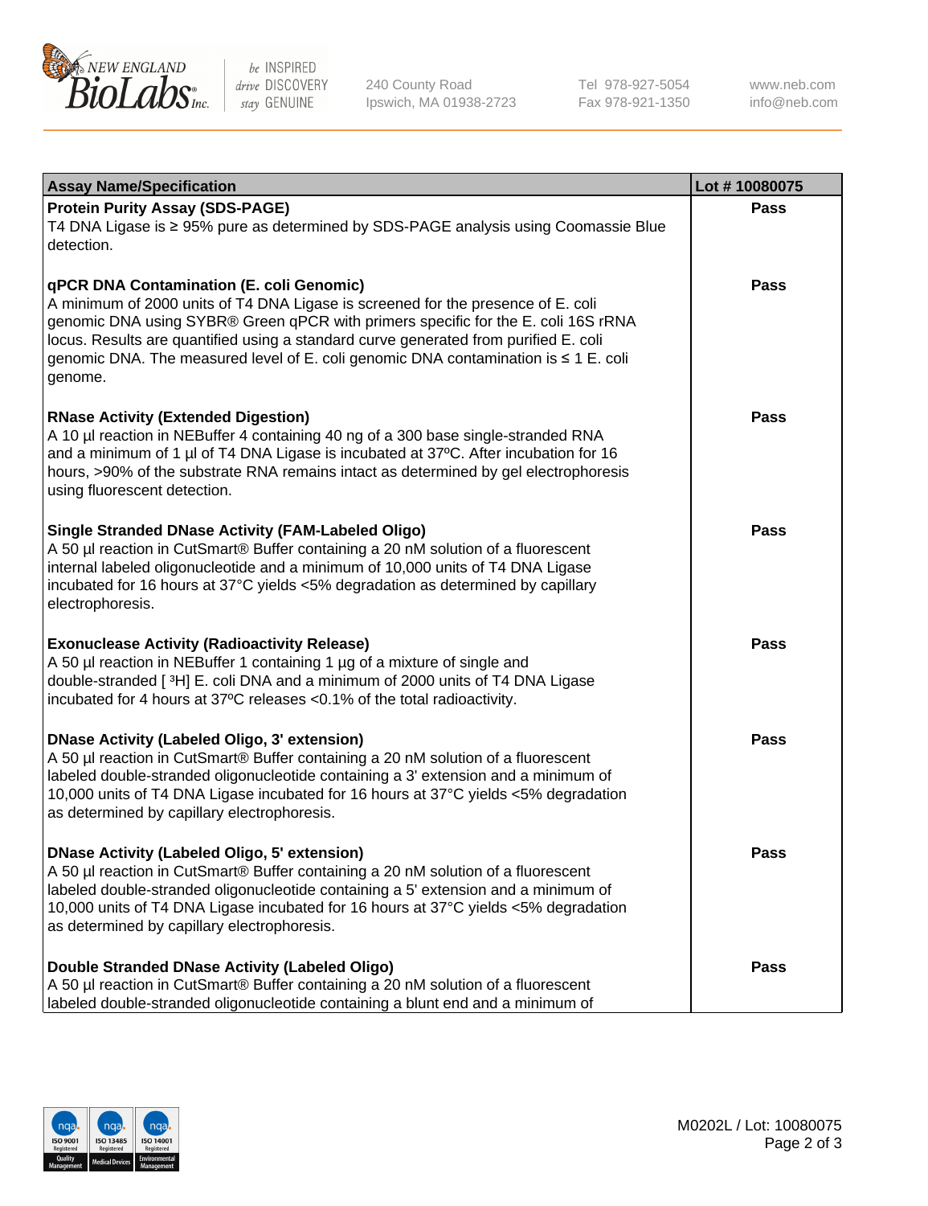| Assay Name/Specification | Lot # 10080075 |
|---|---|
| **Protein Purity Assay (SDS-PAGE)**<br>T4 DNA Ligase is ≥ 95% pure as determined by SDS-PAGE analysis using Coomassie Blue detection. | **Pass** |
| **qPCR DNA Contamination (E. coli Genomic)**<br>A minimum of 2000 units of T4 DNA Ligase is screened for the presence of E. coli genomic DNA using SYBR® Green qPCR with primers specific for the E. coli 16S rRNA locus. Results are quantified using a standard curve generated from purified E. coli genomic DNA. The measured level of E. coli genomic DNA contamination is ≤ 1 E. coli genome. | **Pass** |
| **RNase Activity (Extended Digestion)**<br>A 10 µl reaction in NEBuffer 4 containing 40 ng of a 300 base single-stranded RNA and a minimum of 1 µl of T4 DNA Ligase is incubated at 37ºC. After incubation for 16 hours, >90% of the substrate RNA remains intact as determined by gel electrophoresis using fluorescent detection. | **Pass** |
| **Single Stranded DNase Activity (FAM-Labeled Oligo)**<br>A 50 µl reaction in CutSmart® Buffer containing a 20 nM solution of a fluorescent internal labeled oligonucleotide and a minimum of 10,000 units of T4 DNA Ligase incubated for 16 hours at 37°C yields <5% degradation as determined by capillary electrophoresis. | **Pass** |
| **Exonuclease Activity (Radioactivity Release)**<br>A 50 µl reaction in NEBuffer 1 containing 1 µg of a mixture of single and double-stranded [ $^3$H] E. coli DNA and a minimum of 2000 units of T4 DNA Ligase incubated for 4 hours at 37ºC releases <0.1% of the total radioactivity. | **Pass** |
| **DNase Activity (Labeled Oligo, 3' extension)**<br>A 50 µl reaction in CutSmart® Buffer containing a 20 nM solution of a fluorescent labeled double-stranded oligonucleotide containing a 3' extension and a minimum of 10,000 units of T4 DNA Ligase incubated for 16 hours at 37°C yields <5% degradation as determined by capillary electrophoresis. | **Pass** |
| **DNase Activity (Labeled Oligo, 5' extension)**<br>A 50 µl reaction in CutSmart® Buffer containing a 20 nM solution of a fluorescent labeled double-stranded oligonucleotide containing a 5' extension and a minimum of 10,000 units of T4 DNA Ligase incubated for 16 hours at 37°C yields <5% degradation as determined by capillary electrophoresis. | **Pass** |
| **Double Stranded DNase Activity (Labeled Oligo)**<br>A 50 µl reaction in CutSmart® Buffer containing a 20 nM solution of a fluorescent labeled double-stranded oligonucleotide containing a blunt end and a minimum of | **Pass** |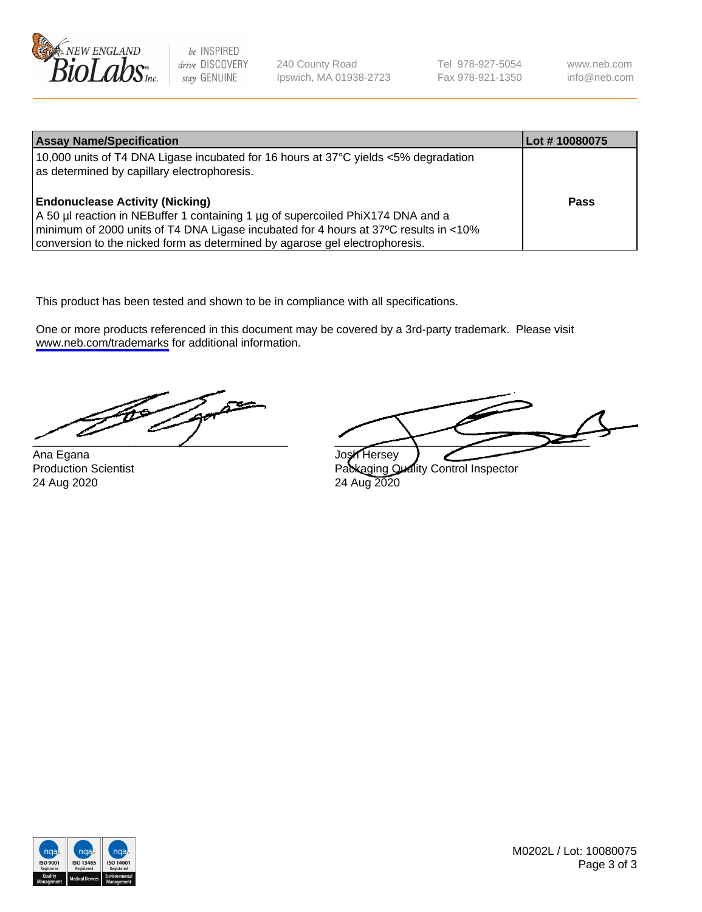| Assay Name/Specification | Lot # 10080075 |
| --- | --- |
| 10,000 units of T4 DNA Ligase incubated for 16 hours at 37°C yields <5% degradation as determined by capillary electrophoresis. | |
| **Endonuclease Activity (Nicking)**<br>A 50 µl reaction in NEBuffer 1 containing 1 µg of supercoiled PhiX174 DNA and a minimum of 2000 units of T4 DNA Ligase incubated for 4 hours at 37ºC results in <10% conversion to the nicked form as determined by agarose gel electrophoresis. | **Pass** |

This product has been tested and shown to be in compliance with all specifications.

One or more products referenced in this document may be covered by a 3rd-party trademark. Please visit www.neb.com/trademarks for additional information.

Ana Egana
Production Scientist
24 Aug 2020

Josh Hersey
Packaging Quality Control Inspector
24 Aug 2020

M0202L / Lot: 10080075